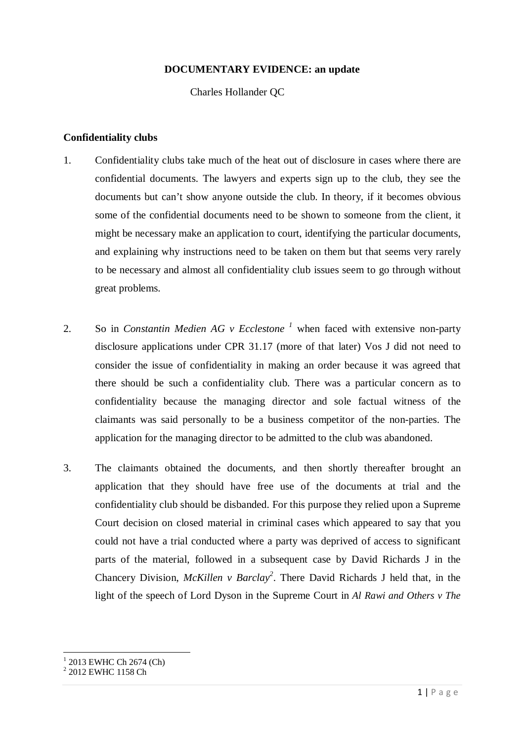**DOCUMENTARY EVIDENCE: an update**

Charles Hollander QC

**Confidentiality clubs**

1. Confidentiality clubs take much of the heat out of disclosure in cases where there are confidential documents. The lawyers and experts sign up to the club, they see the documents but can't show anyone outside the club. In theory, if it becomes obvious some of the confidential documents need to be shown to someone from the client, it might be necessary make an application to court, identifying the particular documents, and explaining why instructions need to be taken on them but that seems very rarely to be necessary and almost all confidentiality club issues seem to go through without great problems.

2. So in *Constantin Medien AG v Ecclestone* [1] when faced with extensive non-party disclosure applications under CPR 31.17 (more of that later) Vos J did not need to consider the issue of confidentiality in making an order because it was agreed that there should be such a confidentiality club. There was a particular concern as to confidentiality because the managing director and sole factual witness of the claimants was said personally to be a business competitor of the non-parties. The application for the managing director to be admitted to the club was abandoned.

3. The claimants obtained the documents, and then shortly thereafter brought an application that they should have free use of the documents at trial and the confidentiality club should be disbanded. For this purpose they relied upon a Supreme Court decision on closed material in criminal cases which appeared to say that you could not have a trial conducted where a party was deprived of access to significant parts of the material, followed in a subsequent case by David Richards J in the Chancery Division, *McKillen v Barclay*[2]. There David Richards J held that, in the light of the speech of Lord Dyson in the Supreme Court in *Al Rawi and Others v The*

[1] 2013 EWHC Ch 2674 (Ch)

[2] 2012 EWHC 1158 Ch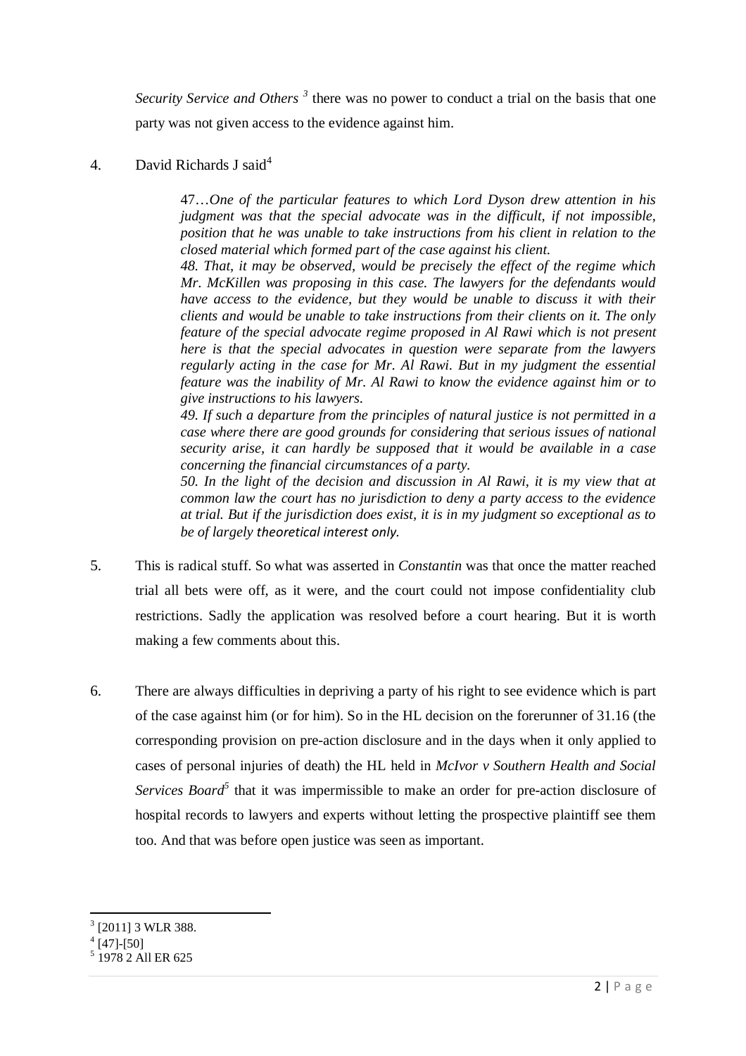*Security Service and Others* [3] there was no power to conduct a trial on the basis that one party was not given access to the evidence against him.

4. David Richards J said[4]

> 47…*One of the particular features to which Lord Dyson drew attention in his judgment was that the special advocate was in the difficult, if not impossible, position that he was unable to take instructions from his client in relation to the closed material which formed part of the case against his client.*
>
> *48. That, it may be observed, would be precisely the effect of the regime which Mr. McKillen was proposing in this case. The lawyers for the defendants would have access to the evidence, but they would be unable to discuss it with their clients and would be unable to take instructions from their clients on it. The only feature of the special advocate regime proposed in Al Rawi which is not present here is that the special advocates in question were separate from the lawyers regularly acting in the case for Mr. Al Rawi. But in my judgment the essential feature was the inability of Mr. Al Rawi to know the evidence against him or to give instructions to his lawyers.*
>
> *49. If such a departure from the principles of natural justice is not permitted in a case where there are good grounds for considering that serious issues of national security arise, it can hardly be supposed that it would be available in a case concerning the financial circumstances of a party.*
>
> *50. In the light of the decision and discussion in Al Rawi, it is my view that at common law the court has no jurisdiction to deny a party access to the evidence at trial. But if the jurisdiction does exist, it is in my judgment so exceptional as to be of largely theoretical interest only.*

5. This is radical stuff. So what was asserted in *Constantin* was that once the matter reached trial all bets were off, as it were, and the court could not impose confidentiality club restrictions. Sadly the application was resolved before a court hearing. But it is worth making a few comments about this.

6. There are always difficulties in depriving a party of his right to see evidence which is part of the case against him (or for him). So in the HL decision on the forerunner of 31.16 (the corresponding provision on pre-action disclosure and in the days when it only applied to cases of personal injuries of death) the HL held in *McIvor v Southern Health and Social Services Board*[5] that it was impermissible to make an order for pre-action disclosure of hospital records to lawyers and experts without letting the prospective plaintiff see them too. And that was before open justice was seen as important.

---

[3] [2011] 3 WLR 388.

[4] [47]-[50]

[5] 1978 2 All ER 625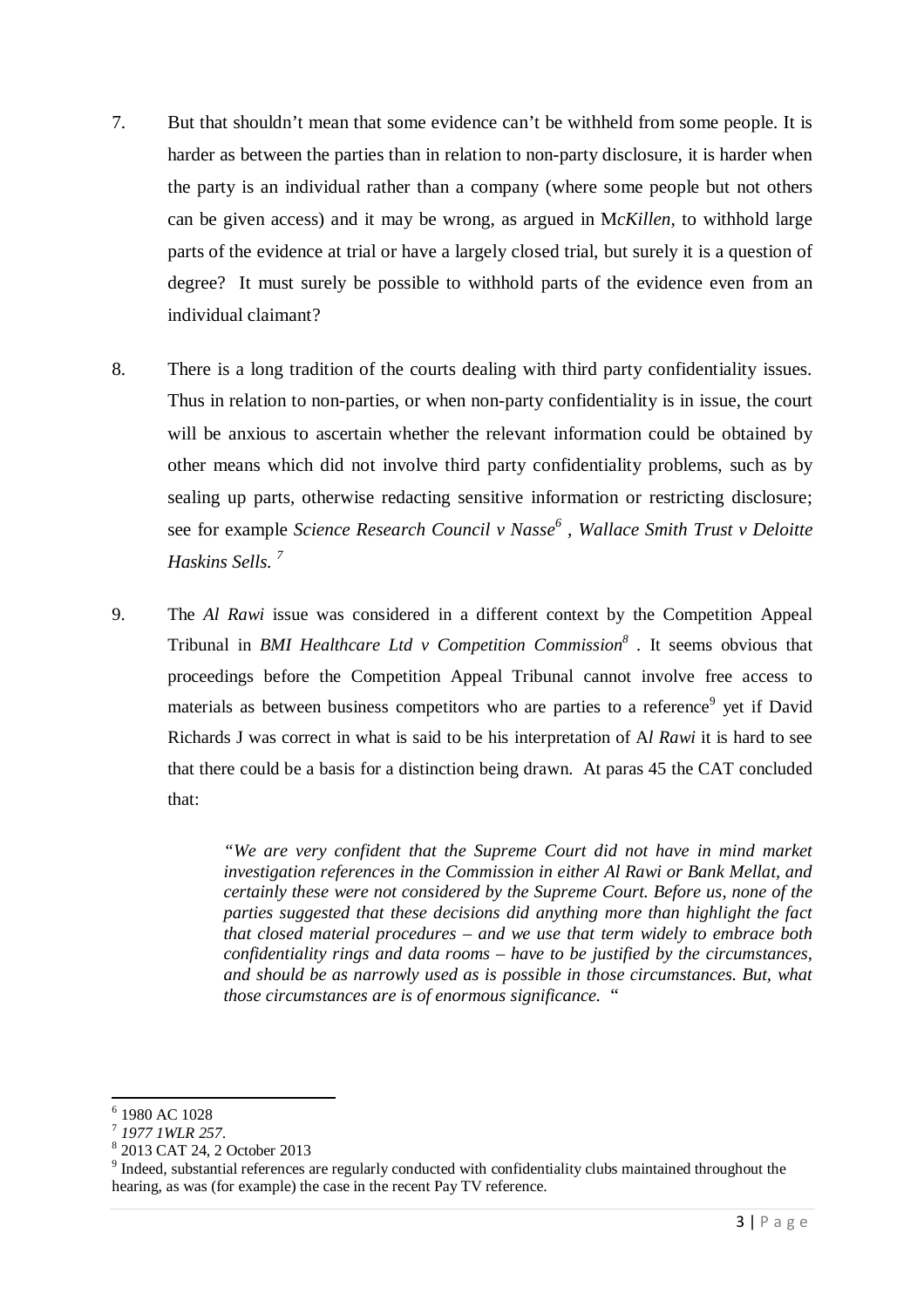7. But that shouldn't mean that some evidence can't be withheld from some people. It is harder as between the parties than in relation to non-party disclosure, it is harder when the party is an individual rather than a company (where some people but not others can be given access) and it may be wrong, as argued in M*cKillen*, to withhold large parts of the evidence at trial or have a largely closed trial, but surely it is a question of degree? It must surely be possible to withhold parts of the evidence even from an individual claimant?

8. There is a long tradition of the courts dealing with third party confidentiality issues. Thus in relation to non-parties, or when non-party confidentiality is in issue, the court will be anxious to ascertain whether the relevant information could be obtained by other means which did not involve third party confidentiality problems, such as by sealing up parts, otherwise redacting sensitive information or restricting disclosure; see for example *Science Research Council v Nasse*[6] , *Wallace Smith Trust v Deloitte Haskins Sells.* [7]

9. The *Al Rawi* issue was considered in a different context by the Competition Appeal Tribunal in *BMI Healthcare Ltd v Competition Commission*[8] . It seems obvious that proceedings before the Competition Appeal Tribunal cannot involve free access to materials as between business competitors who are parties to a reference[9] yet if David Richards J was correct in what is said to be his interpretation of A*l Rawi* it is hard to see that there could be a basis for a distinction being drawn. At paras 45 the CAT concluded that:

> *"We are very confident that the Supreme Court did not have in mind market investigation references in the Commission in either Al Rawi or Bank Mellat, and certainly these were not considered by the Supreme Court. Before us, none of the parties suggested that these decisions did anything more than highlight the fact that closed material procedures – and we use that term widely to embrace both confidentiality rings and data rooms – have to be justified by the circumstances, and should be as narrowly used as is possible in those circumstances. But, what those circumstances are is of enormous significance.* "

---

[6] 1980 AC 1028

[7] *1977 1WLR 257*.

[8] 2013 CAT 24, 2 October 2013

[9] Indeed, substantial references are regularly conducted with confidentiality clubs maintained throughout the hearing, as was (for example) the case in the recent Pay TV reference.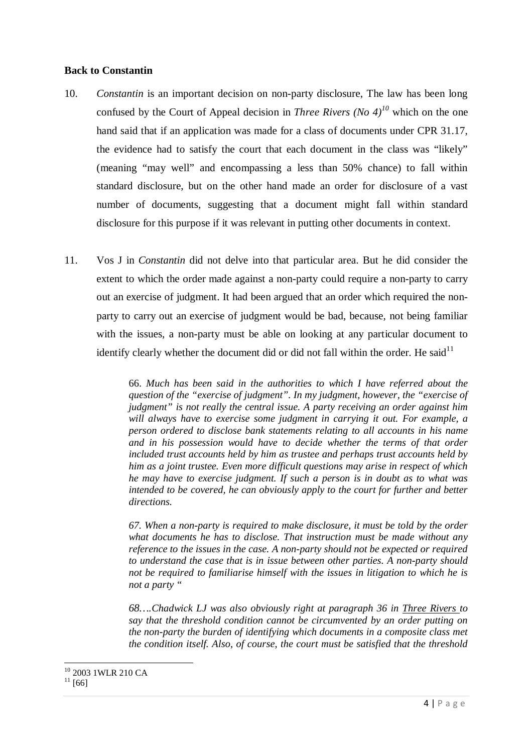**Back to Constantin**

10. *Constantin* is an important decision on non-party disclosure, The law has been long confused by the Court of Appeal decision in *Three Rivers (No 4)*[10] which on the one hand said that if an application was made for a class of documents under CPR 31.17, the evidence had to satisfy the court that each document in the class was "likely" (meaning "may well" and encompassing a less than 50% chance) to fall within standard disclosure, but on the other hand made an order for disclosure of a vast number of documents, suggesting that a document might fall within standard disclosure for this purpose if it was relevant in putting other documents in context.

11. Vos J in *Constantin* did not delve into that particular area. But he did consider the extent to which the order made against a non-party could require a non-party to carry out an exercise of judgment. It had been argued that an order which required the non-party to carry out an exercise of judgment would be bad, because, not being familiar with the issues, a non-party must be able on looking at any particular document to identify clearly whether the document did or did not fall within the order. He said[11]

> 66. *Much has been said in the authorities to which I have referred about the question of the "exercise of judgment". In my judgment, however, the "exercise of judgment" is not really the central issue. A party receiving an order against him will always have to exercise some judgment in carrying it out. For example, a person ordered to disclose bank statements relating to all accounts in his name and in his possession would have to decide whether the terms of that order included trust accounts held by him as trustee and perhaps trust accounts held by him as a joint trustee. Even more difficult questions may arise in respect of which he may have to exercise judgment. If such a person is in doubt as to what was intended to be covered, he can obviously apply to the court for further and better directions.*
>
> *67. When a non-party is required to make disclosure, it must be told by the order what documents he has to disclose. That instruction must be made without any reference to the issues in the case. A non-party should not be expected or required to understand the case that is in issue between other parties. A non-party should not be required to familiarise himself with the issues in litigation to which he is not a party "*
>
> *68….Chadwick LJ was also obviously right at paragraph 36 in* <u>*Three Rivers*</u> *to say that the threshold condition cannot be circumvented by an order putting on the non-party the burden of identifying which documents in a composite class met the condition itself. Also, of course, the court must be satisfied that the threshold*

[10] 2003 1WLR 210 CA
[11] [66]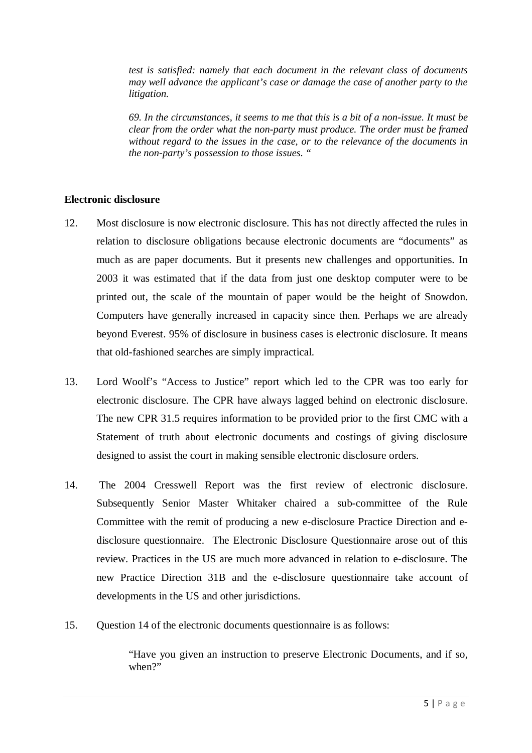*test is satisfied: namely that each document in the relevant class of documents may well advance the applicant's case or damage the case of another party to the litigation.*

*69. In the circumstances, it seems to me that this is a bit of a non-issue. It must be clear from the order what the non-party must produce. The order must be framed without regard to the issues in the case, or to the relevance of the documents in the non-party's possession to those issues. "*

**Electronic disclosure**

12. Most disclosure is now electronic disclosure. This has not directly affected the rules in relation to disclosure obligations because electronic documents are "documents" as much as are paper documents. But it presents new challenges and opportunities. In 2003 it was estimated that if the data from just one desktop computer were to be printed out, the scale of the mountain of paper would be the height of Snowdon. Computers have generally increased in capacity since then. Perhaps we are already beyond Everest. 95% of disclosure in business cases is electronic disclosure. It means that old-fashioned searches are simply impractical.

13. Lord Woolf's "Access to Justice" report which led to the CPR was too early for electronic disclosure. The CPR have always lagged behind on electronic disclosure. The new CPR 31.5 requires information to be provided prior to the first CMC with a Statement of truth about electronic documents and costings of giving disclosure designed to assist the court in making sensible electronic disclosure orders.

14. The 2004 Cresswell Report was the first review of electronic disclosure. Subsequently Senior Master Whitaker chaired a sub-committee of the Rule Committee with the remit of producing a new e-disclosure Practice Direction and e-disclosure questionnaire. The Electronic Disclosure Questionnaire arose out of this review. Practices in the US are much more advanced in relation to e-disclosure. The new Practice Direction 31B and the e-disclosure questionnaire take account of developments in the US and other jurisdictions.

15. Question 14 of the electronic documents questionnaire is as follows:

> "Have you given an instruction to preserve Electronic Documents, and if so, when?"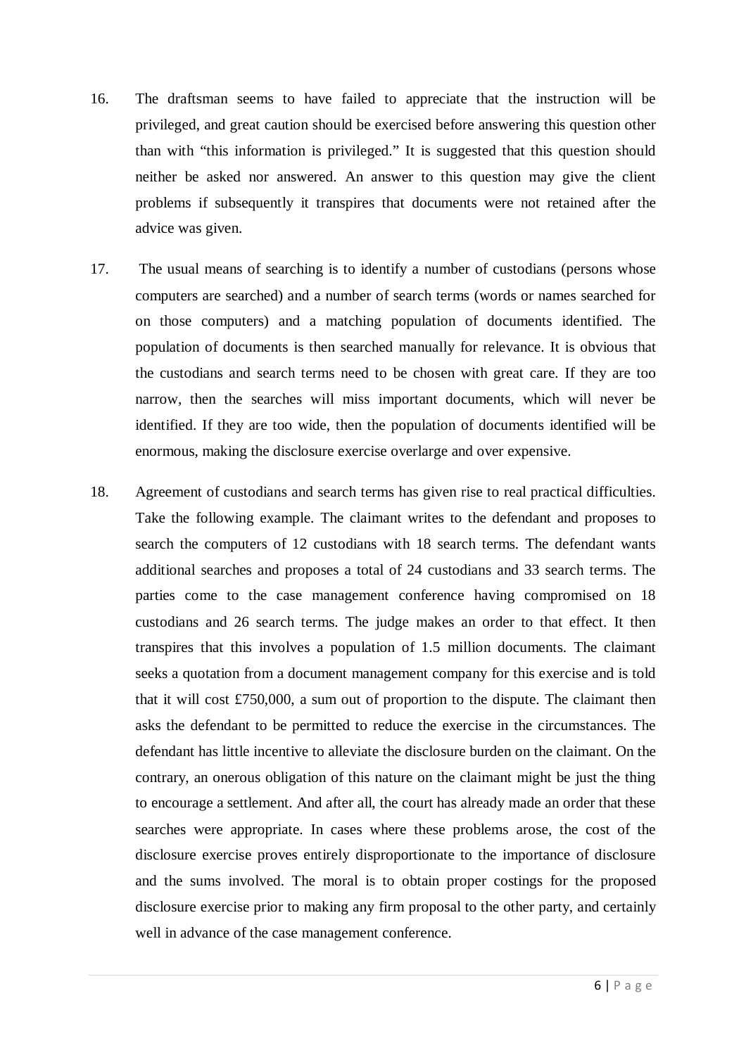16. The draftsman seems to have failed to appreciate that the instruction will be privileged, and great caution should be exercised before answering this question other than with "this information is privileged." It is suggested that this question should neither be asked nor answered. An answer to this question may give the client problems if subsequently it transpires that documents were not retained after the advice was given.

17. The usual means of searching is to identify a number of custodians (persons whose computers are searched) and a number of search terms (words or names searched for on those computers) and a matching population of documents identified. The population of documents is then searched manually for relevance. It is obvious that the custodians and search terms need to be chosen with great care. If they are too narrow, then the searches will miss important documents, which will never be identified. If they are too wide, then the population of documents identified will be enormous, making the disclosure exercise overlarge and over expensive.

18. Agreement of custodians and search terms has given rise to real practical difficulties. Take the following example. The claimant writes to the defendant and proposes to search the computers of 12 custodians with 18 search terms. The defendant wants additional searches and proposes a total of 24 custodians and 33 search terms. The parties come to the case management conference having compromised on 18 custodians and 26 search terms. The judge makes an order to that effect. It then transpires that this involves a population of 1.5 million documents. The claimant seeks a quotation from a document management company for this exercise and is told that it will cost £750,000, a sum out of proportion to the dispute. The claimant then asks the defendant to be permitted to reduce the exercise in the circumstances. The defendant has little incentive to alleviate the disclosure burden on the claimant. On the contrary, an onerous obligation of this nature on the claimant might be just the thing to encourage a settlement. And after all, the court has already made an order that these searches were appropriate. In cases where these problems arose, the cost of the disclosure exercise proves entirely disproportionate to the importance of disclosure and the sums involved. The moral is to obtain proper costings for the proposed disclosure exercise prior to making any firm proposal to the other party, and certainly well in advance of the case management conference.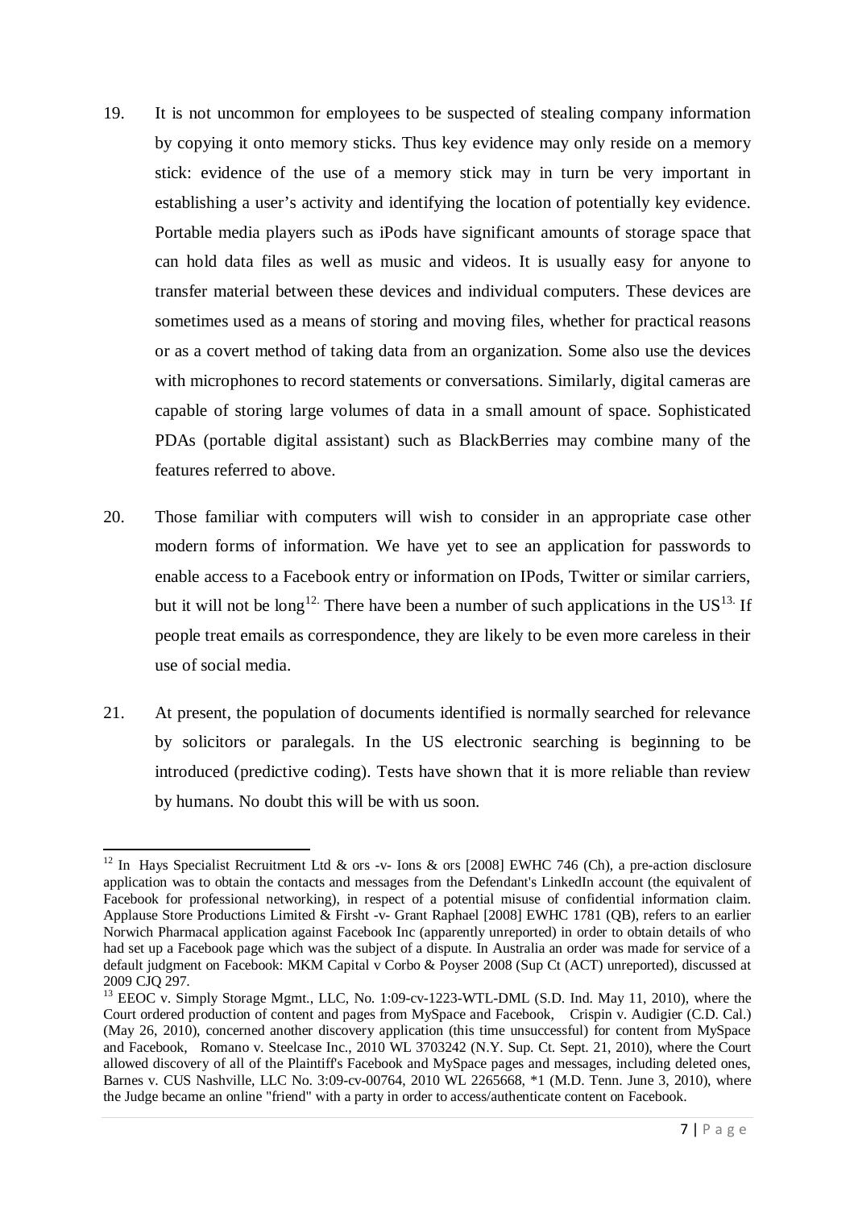19. It is not uncommon for employees to be suspected of stealing company information by copying it onto memory sticks. Thus key evidence may only reside on a memory stick: evidence of the use of a memory stick may in turn be very important in establishing a user's activity and identifying the location of potentially key evidence. Portable media players such as iPods have significant amounts of storage space that can hold data files as well as music and videos. It is usually easy for anyone to transfer material between these devices and individual computers. These devices are sometimes used as a means of storing and moving files, whether for practical reasons or as a covert method of taking data from an organization. Some also use the devices with microphones to record statements or conversations. Similarly, digital cameras are capable of storing large volumes of data in a small amount of space. Sophisticated PDAs (portable digital assistant) such as BlackBerries may combine many of the features referred to above.

20. Those familiar with computers will wish to consider in an appropriate case other modern forms of information. We have yet to see an application for passwords to enable access to a Facebook entry or information on IPods, Twitter or similar carriers, but it will not be long[12]. There have been a number of such applications in the US[13]. If people treat emails as correspondence, they are likely to be even more careless in their use of social media.

21. At present, the population of documents identified is normally searched for relevance by solicitors or paralegals. In the US electronic searching is beginning to be introduced (predictive coding). Tests have shown that it is more reliable than review by humans. No doubt this will be with us soon.

---

[12] In Hays Specialist Recruitment Ltd & ors -v- Ions & ors [2008] EWHC 746 (Ch), a pre-action disclosure application was to obtain the contacts and messages from the Defendant's LinkedIn account (the equivalent of Facebook for professional networking), in respect of a potential misuse of confidential information claim. Applause Store Productions Limited & Firsht -v- Grant Raphael [2008] EWHC 1781 (QB), refers to an earlier Norwich Pharmacal application against Facebook Inc (apparently unreported) in order to obtain details of who had set up a Facebook page which was the subject of a dispute. In Australia an order was made for service of a default judgment on Facebook: MKM Capital v Corbo & Poyser 2008 (Sup Ct (ACT) unreported), discussed at 2009 CJQ 297.

[13] EEOC v. Simply Storage Mgmt., LLC, No. 1:09-cv-1223-WTL-DML (S.D. Ind. May 11, 2010), where the Court ordered production of content and pages from MySpace and Facebook, Crispin v. Audigier (C.D. Cal.) (May 26, 2010), concerned another discovery application (this time unsuccessful) for content from MySpace and Facebook, Romano v. Steelcase Inc., 2010 WL 3703242 (N.Y. Sup. Ct. Sept. 21, 2010), where the Court allowed discovery of all of the Plaintiff's Facebook and MySpace pages and messages, including deleted ones, Barnes v. CUS Nashville, LLC No. 3:09-cv-00764, 2010 WL 2265668, *1 (M.D. Tenn. June 3, 2010), where the Judge became an online "friend" with a party in order to access/authenticate content on Facebook.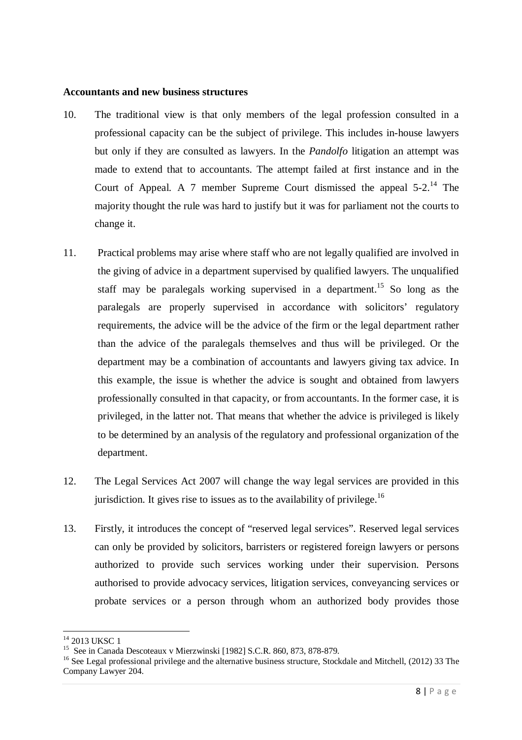**Accountants and new business structures**

10. The traditional view is that only members of the legal profession consulted in a professional capacity can be the subject of privilege. This includes in-house lawyers but only if they are consulted as lawyers. In the *Pandolfo* litigation an attempt was made to extend that to accountants. The attempt failed at first instance and in the Court of Appeal. A 7 member Supreme Court dismissed the appeal 5-2.[14] The majority thought the rule was hard to justify but it was for parliament not the courts to change it.

11. Practical problems may arise where staff who are not legally qualified are involved in the giving of advice in a department supervised by qualified lawyers. The unqualified staff may be paralegals working supervised in a department.[15] So long as the paralegals are properly supervised in accordance with solicitors' regulatory requirements, the advice will be the advice of the firm or the legal department rather than the advice of the paralegals themselves and thus will be privileged. Or the department may be a combination of accountants and lawyers giving tax advice. In this example, the issue is whether the advice is sought and obtained from lawyers professionally consulted in that capacity, or from accountants. In the former case, it is privileged, in the latter not. That means that whether the advice is privileged is likely to be determined by an analysis of the regulatory and professional organization of the department.

12. The Legal Services Act 2007 will change the way legal services are provided in this jurisdiction. It gives rise to issues as to the availability of privilege.[16]

13. Firstly, it introduces the concept of "reserved legal services". Reserved legal services can only be provided by solicitors, barristers or registered foreign lawyers or persons authorized to provide such services working under their supervision. Persons authorised to provide advocacy services, litigation services, conveyancing services or probate services or a person through whom an authorized body provides those

---

[14] 2013 UKSC 1

[15] See in Canada Descoteaux v Mierzwinski [1982] S.C.R. 860, 873, 878-879.

[16] See Legal professional privilege and the alternative business structure, Stockdale and Mitchell, (2012) 33 The Company Lawyer 204.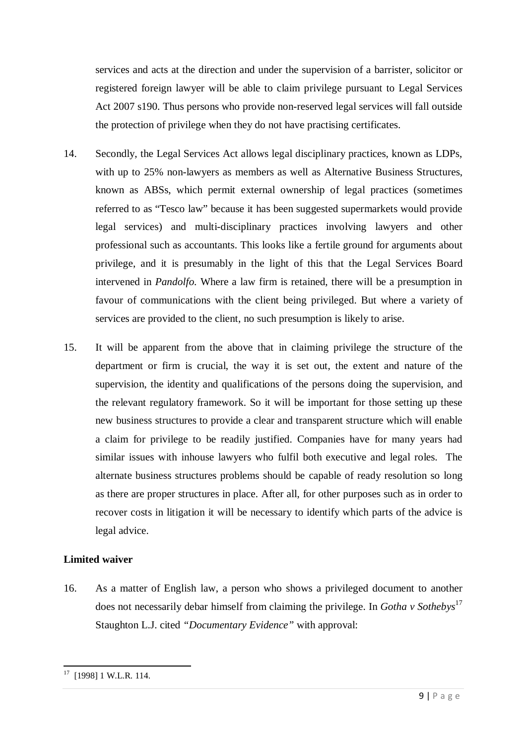services and acts at the direction and under the supervision of a barrister, solicitor or registered foreign lawyer will be able to claim privilege pursuant to Legal Services Act 2007 s190. Thus persons who provide non-reserved legal services will fall outside the protection of privilege when they do not have practising certificates.

14. Secondly, the Legal Services Act allows legal disciplinary practices, known as LDPs, with up to 25% non-lawyers as members as well as Alternative Business Structures, known as ABSs, which permit external ownership of legal practices (sometimes referred to as "Tesco law" because it has been suggested supermarkets would provide legal services) and multi-disciplinary practices involving lawyers and other professional such as accountants. This looks like a fertile ground for arguments about privilege, and it is presumably in the light of this that the Legal Services Board intervened in *Pandolfo.* Where a law firm is retained, there will be a presumption in favour of communications with the client being privileged. But where a variety of services are provided to the client, no such presumption is likely to arise.

15. It will be apparent from the above that in claiming privilege the structure of the department or firm is crucial, the way it is set out, the extent and nature of the supervision, the identity and qualifications of the persons doing the supervision, and the relevant regulatory framework. So it will be important for those setting up these new business structures to provide a clear and transparent structure which will enable a claim for privilege to be readily justified. Companies have for many years had similar issues with inhouse lawyers who fulfil both executive and legal roles. The alternate business structures problems should be capable of ready resolution so long as there are proper structures in place. After all, for other purposes such as in order to recover costs in litigation it will be necessary to identify which parts of the advice is legal advice.

**Limited waiver**

16. As a matter of English law, a person who shows a privileged document to another does not necessarily debar himself from claiming the privilege. In *Gotha v Sothebys*[17] Staughton L.J. cited *"Documentary Evidence"* with approval:

[17] [1998] 1 W.L.R. 114.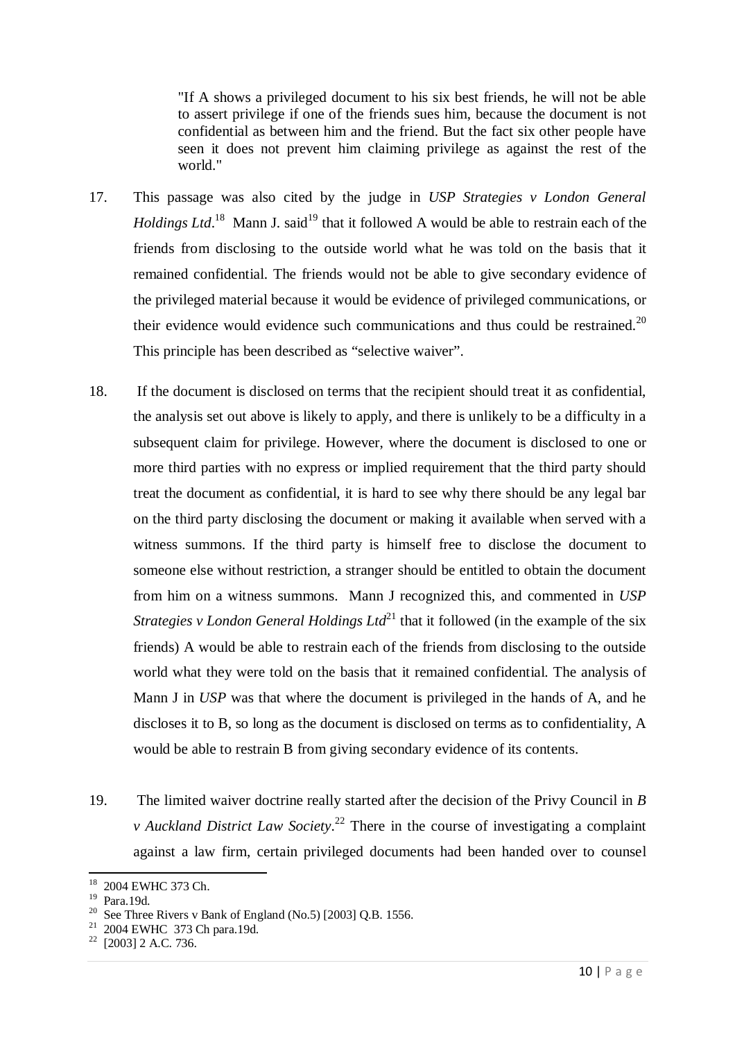> "If A shows a privileged document to his six best friends, he will not be able to assert privilege if one of the friends sues him, because the document is not confidential as between him and the friend. But the fact six other people have seen it does not prevent him claiming privilege as against the rest of the world."

17. This passage was also cited by the judge in *USP Strategies v London General Holdings Ltd*.[18] Mann J. said[19] that it followed A would be able to restrain each of the friends from disclosing to the outside world what he was told on the basis that it remained confidential. The friends would not be able to give secondary evidence of the privileged material because it would be evidence of privileged communications, or their evidence would evidence such communications and thus could be restrained.[20] This principle has been described as "selective waiver".

18. If the document is disclosed on terms that the recipient should treat it as confidential, the analysis set out above is likely to apply, and there is unlikely to be a difficulty in a subsequent claim for privilege. However, where the document is disclosed to one or more third parties with no express or implied requirement that the third party should treat the document as confidential, it is hard to see why there should be any legal bar on the third party disclosing the document or making it available when served with a witness summons. If the third party is himself free to disclose the document to someone else without restriction, a stranger should be entitled to obtain the document from him on a witness summons. Mann J recognized this, and commented in *USP Strategies v London General Holdings Ltd*[21] that it followed (in the example of the six friends) A would be able to restrain each of the friends from disclosing to the outside world what they were told on the basis that it remained confidential. The analysis of Mann J in *USP* was that where the document is privileged in the hands of A, and he discloses it to B, so long as the document is disclosed on terms as to confidentiality, A would be able to restrain B from giving secondary evidence of its contents.

19. The limited waiver doctrine really started after the decision of the Privy Council in *B v Auckland District Law Society*.[22] There in the course of investigating a complaint against a law firm, certain privileged documents had been handed over to counsel

---

[18] 2004 EWHC 373 Ch.

[19] Para.19d.

[20] See Three Rivers v Bank of England (No.5) [2003] Q.B. 1556.

[21] 2004 EWHC 373 Ch para.19d.

[22] [2003] 2 A.C. 736.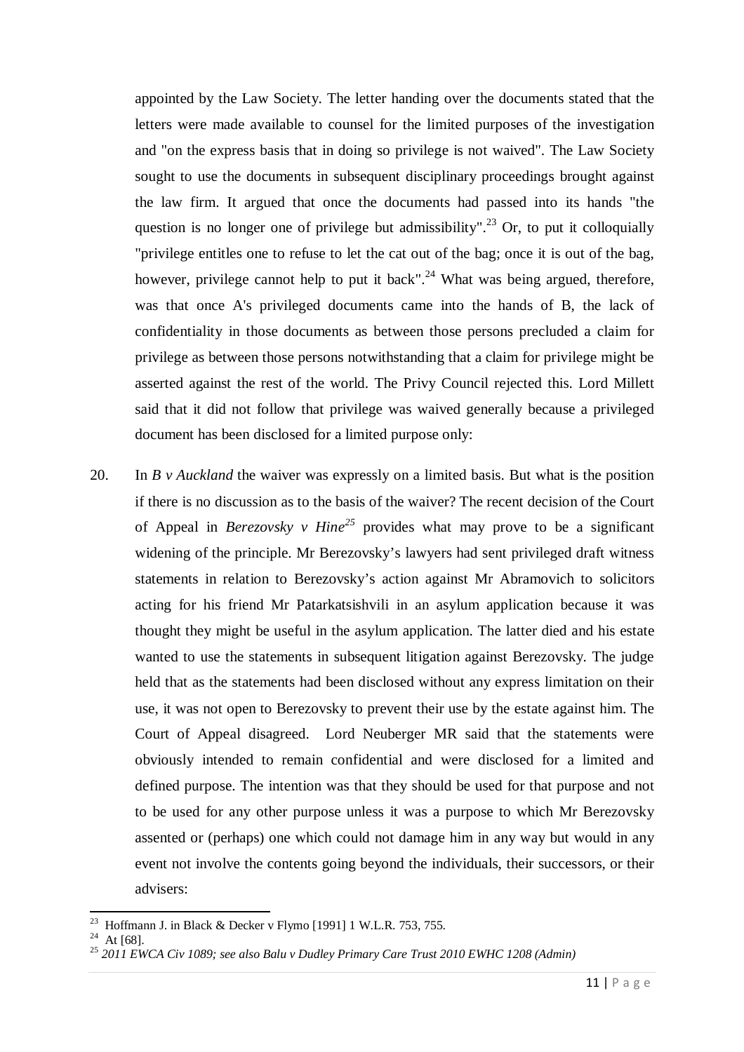appointed by the Law Society. The letter handing over the documents stated that the letters were made available to counsel for the limited purposes of the investigation and "on the express basis that in doing so privilege is not waived". The Law Society sought to use the documents in subsequent disciplinary proceedings brought against the law firm. It argued that once the documents had passed into its hands "the question is no longer one of privilege but admissibility".[23] Or, to put it colloquially "privilege entitles one to refuse to let the cat out of the bag; once it is out of the bag, however, privilege cannot help to put it back".[24] What was being argued, therefore, was that once A's privileged documents came into the hands of B, the lack of confidentiality in those documents as between those persons precluded a claim for privilege as between those persons notwithstanding that a claim for privilege might be asserted against the rest of the world. The Privy Council rejected this. Lord Millett said that it did not follow that privilege was waived generally because a privileged document has been disclosed for a limited purpose only:

20. In *B v Auckland* the waiver was expressly on a limited basis. But what is the position if there is no discussion as to the basis of the waiver? The recent decision of the Court of Appeal in *Berezovsky v Hine*[25] provides what may prove to be a significant widening of the principle. Mr Berezovsky's lawyers had sent privileged draft witness statements in relation to Berezovsky's action against Mr Abramovich to solicitors acting for his friend Mr Patarkatsishvili in an asylum application because it was thought they might be useful in the asylum application. The latter died and his estate wanted to use the statements in subsequent litigation against Berezovsky. The judge held that as the statements had been disclosed without any express limitation on their use, it was not open to Berezovsky to prevent their use by the estate against him. The Court of Appeal disagreed. Lord Neuberger MR said that the statements were obviously intended to remain confidential and were disclosed for a limited and defined purpose. The intention was that they should be used for that purpose and not to be used for any other purpose unless it was a purpose to which Mr Berezovsky assented or (perhaps) one which could not damage him in any way but would in any event not involve the contents going beyond the individuals, their successors, or their advisers:

---

[23] Hoffmann J. in Black & Decker v Flymo [1991] 1 W.L.R. 753, 755.

[24] At [68].

[25] *2011 EWCA Civ 1089; see also Balu v Dudley Primary Care Trust 2010 EWHC 1208 (Admin)*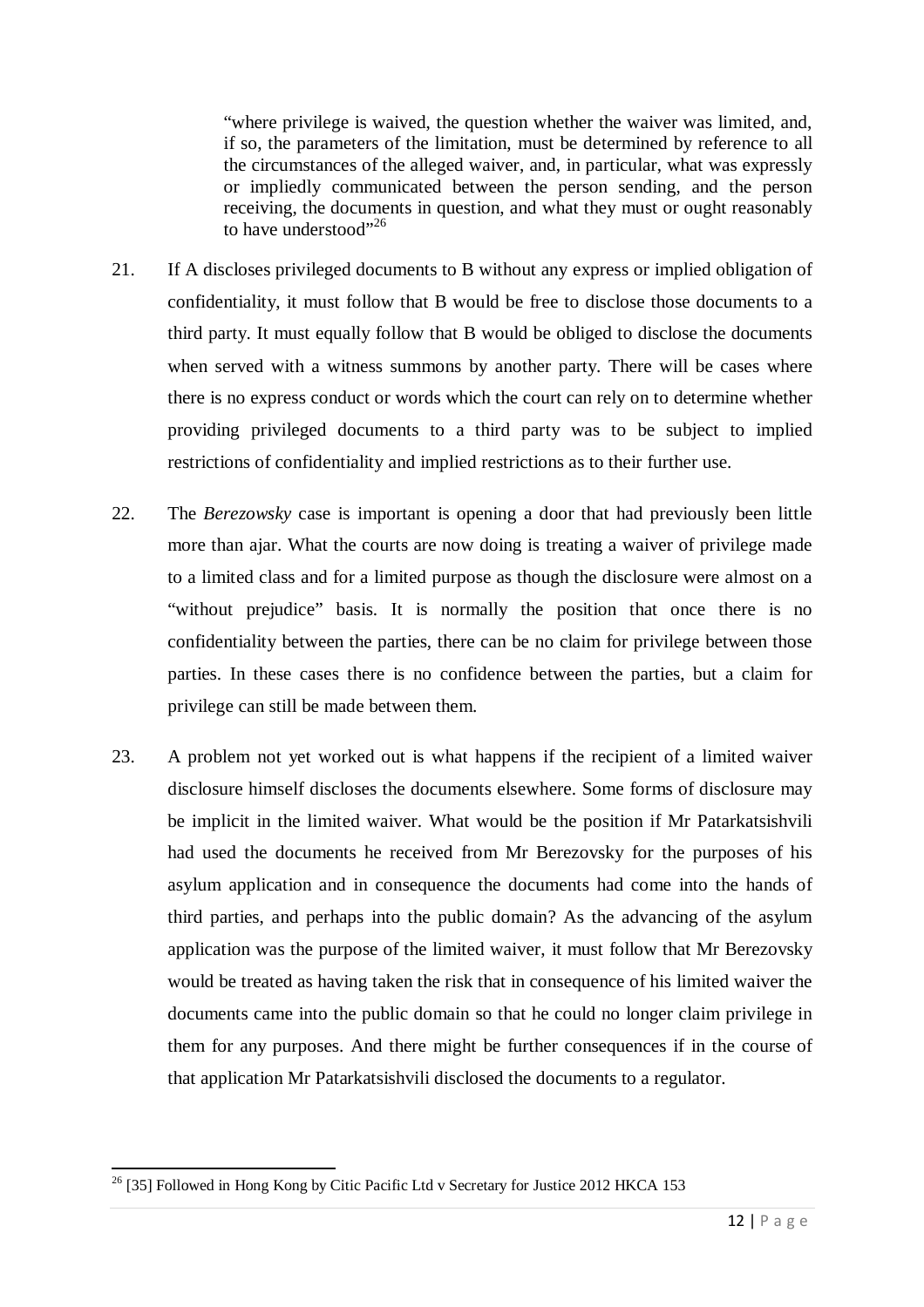> "where privilege is waived, the question whether the waiver was limited, and, if so, the parameters of the limitation, must be determined by reference to all the circumstances of the alleged waiver, and, in particular, what was expressly or impliedly communicated between the person sending, and the person receiving, the documents in question, and what they must or ought reasonably to have understood"[26]

21. If A discloses privileged documents to B without any express or implied obligation of confidentiality, it must follow that B would be free to disclose those documents to a third party. It must equally follow that B would be obliged to disclose the documents when served with a witness summons by another party. There will be cases where there is no express conduct or words which the court can rely on to determine whether providing privileged documents to a third party was to be subject to implied restrictions of confidentiality and implied restrictions as to their further use.

22. The *Berezowsky* case is important is opening a door that had previously been little more than ajar. What the courts are now doing is treating a waiver of privilege made to a limited class and for a limited purpose as though the disclosure were almost on a "without prejudice" basis. It is normally the position that once there is no confidentiality between the parties, there can be no claim for privilege between those parties. In these cases there is no confidence between the parties, but a claim for privilege can still be made between them.

23. A problem not yet worked out is what happens if the recipient of a limited waiver disclosure himself discloses the documents elsewhere. Some forms of disclosure may be implicit in the limited waiver. What would be the position if Mr Patarkatsishvili had used the documents he received from Mr Berezovsky for the purposes of his asylum application and in consequence the documents had come into the hands of third parties, and perhaps into the public domain? As the advancing of the asylum application was the purpose of the limited waiver, it must follow that Mr Berezovsky would be treated as having taken the risk that in consequence of his limited waiver the documents came into the public domain so that he could no longer claim privilege in them for any purposes. And there might be further consequences if in the course of that application Mr Patarkatsishvili disclosed the documents to a regulator.

---

[26] [35] Followed in Hong Kong by Citic Pacific Ltd v Secretary for Justice 2012 HKCA 153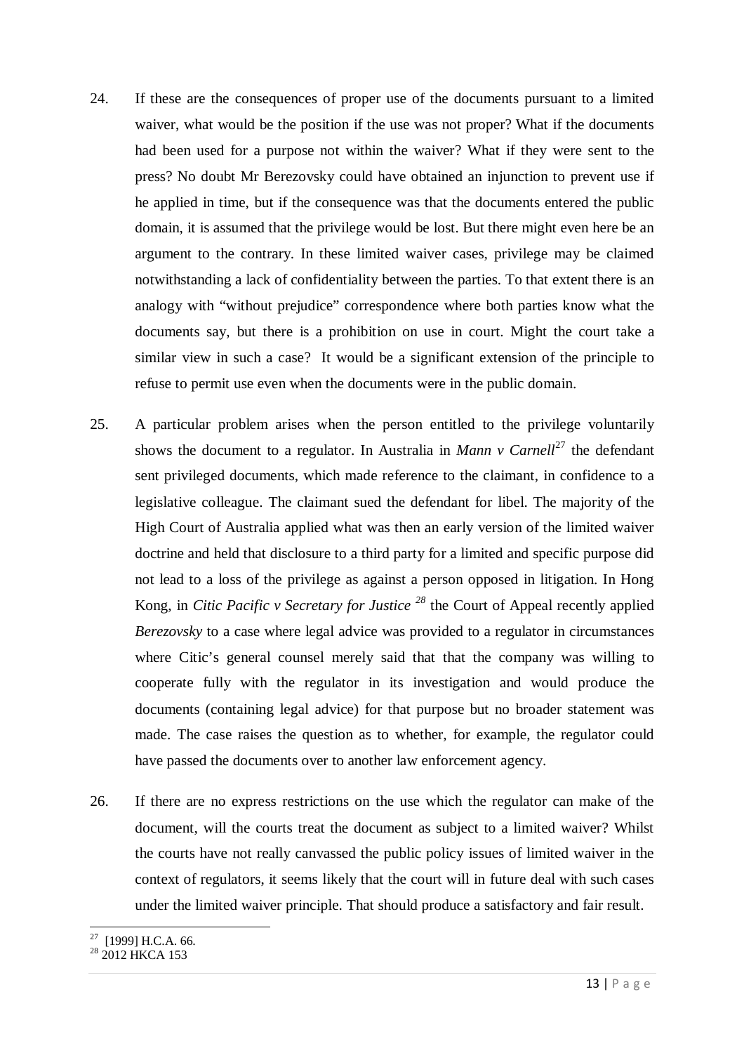24. If these are the consequences of proper use of the documents pursuant to a limited waiver, what would be the position if the use was not proper? What if the documents had been used for a purpose not within the waiver? What if they were sent to the press? No doubt Mr Berezovsky could have obtained an injunction to prevent use if he applied in time, but if the consequence was that the documents entered the public domain, it is assumed that the privilege would be lost. But there might even here be an argument to the contrary. In these limited waiver cases, privilege may be claimed notwithstanding a lack of confidentiality between the parties. To that extent there is an analogy with "without prejudice" correspondence where both parties know what the documents say, but there is a prohibition on use in court. Might the court take a similar view in such a case? It would be a significant extension of the principle to refuse to permit use even when the documents were in the public domain.

25. A particular problem arises when the person entitled to the privilege voluntarily shows the document to a regulator. In Australia in *Mann v Carnell*[27] the defendant sent privileged documents, which made reference to the claimant, in confidence to a legislative colleague. The claimant sued the defendant for libel. The majority of the High Court of Australia applied what was then an early version of the limited waiver doctrine and held that disclosure to a third party for a limited and specific purpose did not lead to a loss of the privilege as against a person opposed in litigation. In Hong Kong, in *Citic Pacific v Secretary for Justice* [28] the Court of Appeal recently applied *Berezovsky* to a case where legal advice was provided to a regulator in circumstances where Citic's general counsel merely said that that the company was willing to cooperate fully with the regulator in its investigation and would produce the documents (containing legal advice) for that purpose but no broader statement was made. The case raises the question as to whether, for example, the regulator could have passed the documents over to another law enforcement agency.

26. If there are no express restrictions on the use which the regulator can make of the document, will the courts treat the document as subject to a limited waiver? Whilst the courts have not really canvassed the public policy issues of limited waiver in the context of regulators, it seems likely that the court will in future deal with such cases under the limited waiver principle. That should produce a satisfactory and fair result.

---

[27] [1999] H.C.A. 66.

[28] 2012 HKCA 153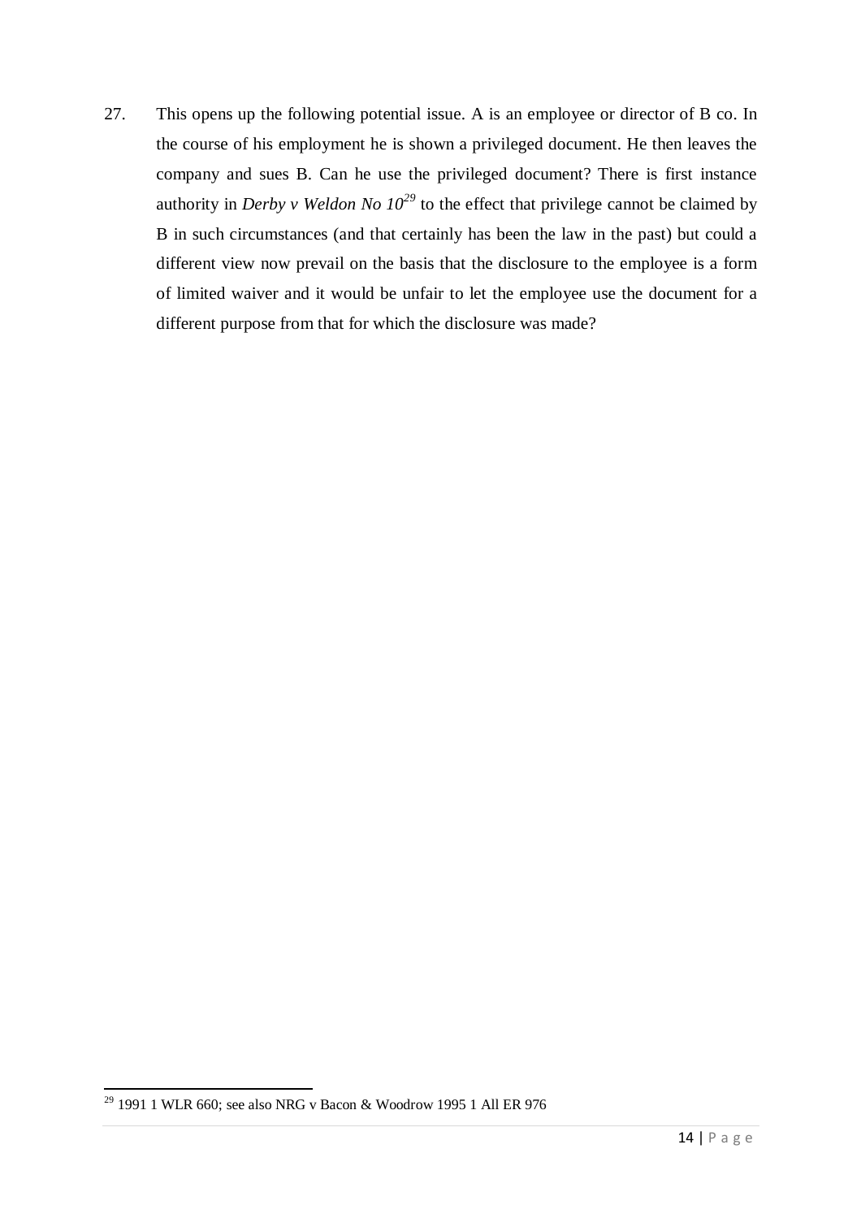27. This opens up the following potential issue. A is an employee or director of B co. In the course of his employment he is shown a privileged document. He then leaves the company and sues B. Can he use the privileged document? There is first instance authority in *Derby v Weldon No 10*[29] to the effect that privilege cannot be claimed by B in such circumstances (and that certainly has been the law in the past) but could a different view now prevail on the basis that the disclosure to the employee is a form of limited waiver and it would be unfair to let the employee use the document for a different purpose from that for which the disclosure was made?

---

[29] 1991 1 WLR 660; see also NRG v Bacon & Woodrow 1995 1 All ER 976